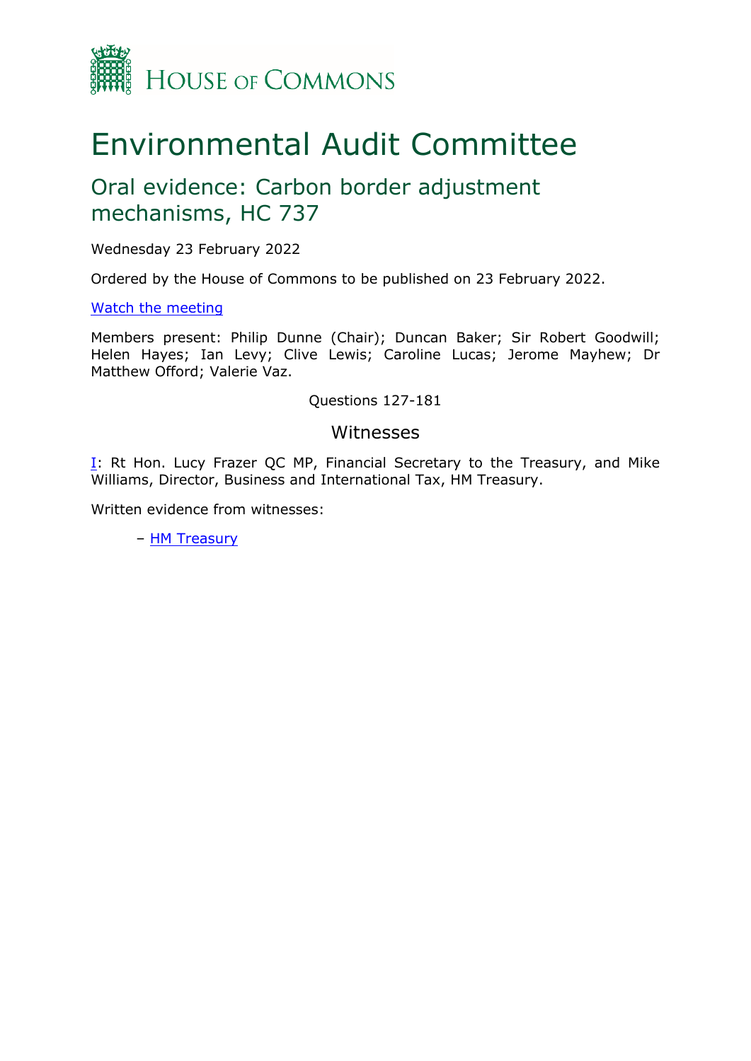HOUSE OF COMMONS

# Environmental Audit Committee

## Oral evidence: Carbon border adjustment mechanisms, HC 737

Wednesday 23 February 2022

Ordered by the House of Commons to be published on 23 February 2022.

[Watch the meeting]

Members present: Philip Dunne (Chair); Duncan Baker; Sir Robert Goodwill; Helen Hayes; Ian Levy; Clive Lewis; Caroline Lucas; Jerome Mayhew; Dr Matthew Offord; Valerie Vaz.

Questions 127-181

### Witnesses

I: Rt Hon. Lucy Frazer QC MP, Financial Secretary to the Treasury, and Mike Williams, Director, Business and International Tax, HM Treasury.

Written evidence from witnesses:

– HM Treasury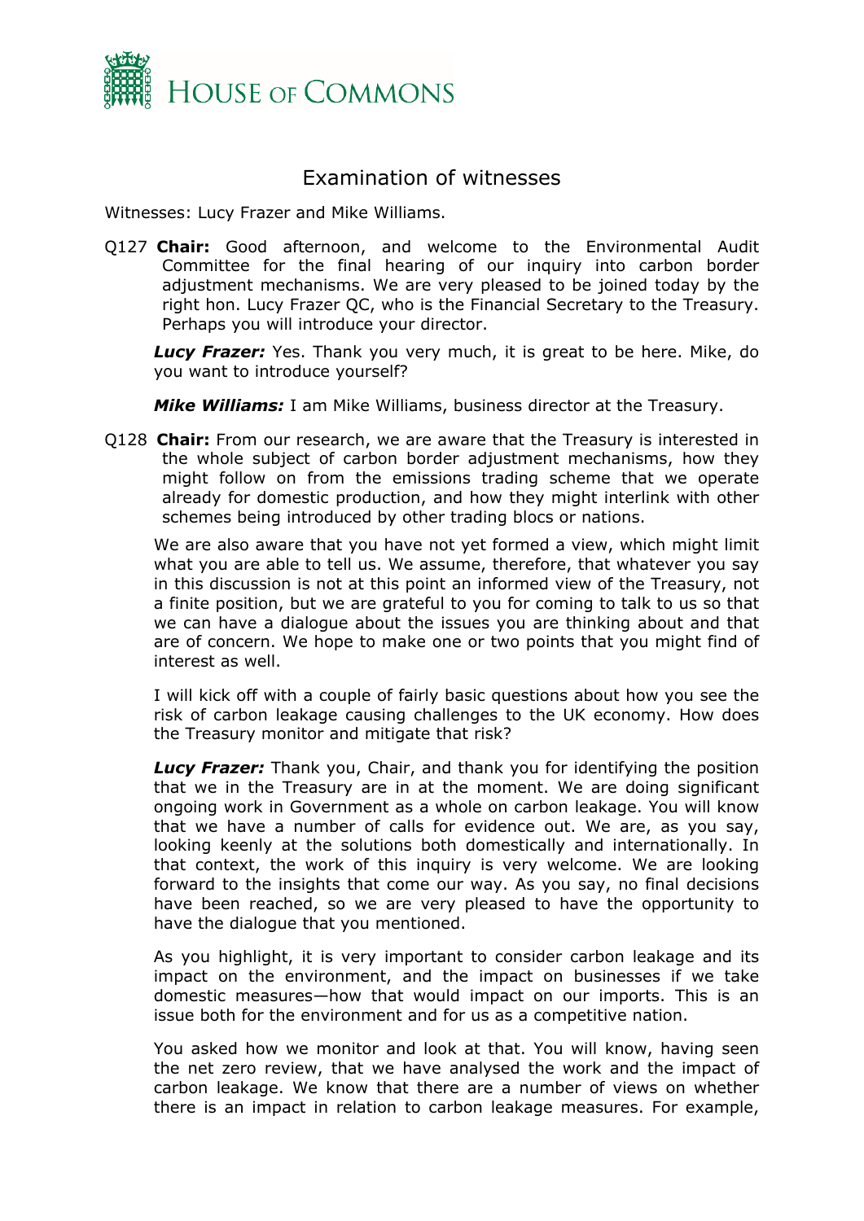# Examination of witnesses

Witnesses: Lucy Frazer and Mike Williams.

Q127 **Chair:** Good afternoon, and welcome to the Environmental Audit Committee for the final hearing of our inquiry into carbon border adjustment mechanisms. We are very pleased to be joined today by the right hon. Lucy Frazer QC, who is the Financial Secretary to the Treasury. Perhaps you will introduce your director.

***Lucy Frazer:*** Yes. Thank you very much, it is great to be here. Mike, do you want to introduce yourself?

***Mike Williams:*** I am Mike Williams, business director at the Treasury.

Q128 **Chair:** From our research, we are aware that the Treasury is interested in the whole subject of carbon border adjustment mechanisms, how they might follow on from the emissions trading scheme that we operate already for domestic production, and how they might interlink with other schemes being introduced by other trading blocs or nations.

We are also aware that you have not yet formed a view, which might limit what you are able to tell us. We assume, therefore, that whatever you say in this discussion is not at this point an informed view of the Treasury, not a finite position, but we are grateful to you for coming to talk to us so that we can have a dialogue about the issues you are thinking about and that are of concern. We hope to make one or two points that you might find of interest as well.

I will kick off with a couple of fairly basic questions about how you see the risk of carbon leakage causing challenges to the UK economy. How does the Treasury monitor and mitigate that risk?

***Lucy Frazer:*** Thank you, Chair, and thank you for identifying the position that we in the Treasury are in at the moment. We are doing significant ongoing work in Government as a whole on carbon leakage. You will know that we have a number of calls for evidence out. We are, as you say, looking keenly at the solutions both domestically and internationally. In that context, the work of this inquiry is very welcome. We are looking forward to the insights that come our way. As you say, no final decisions have been reached, so we are very pleased to have the opportunity to have the dialogue that you mentioned.

As you highlight, it is very important to consider carbon leakage and its impact on the environment, and the impact on businesses if we take domestic measures—how that would impact on our imports. This is an issue both for the environment and for us as a competitive nation.

You asked how we monitor and look at that. You will know, having seen the net zero review, that we have analysed the work and the impact of carbon leakage. We know that there are a number of views on whether there is an impact in relation to carbon leakage measures. For example,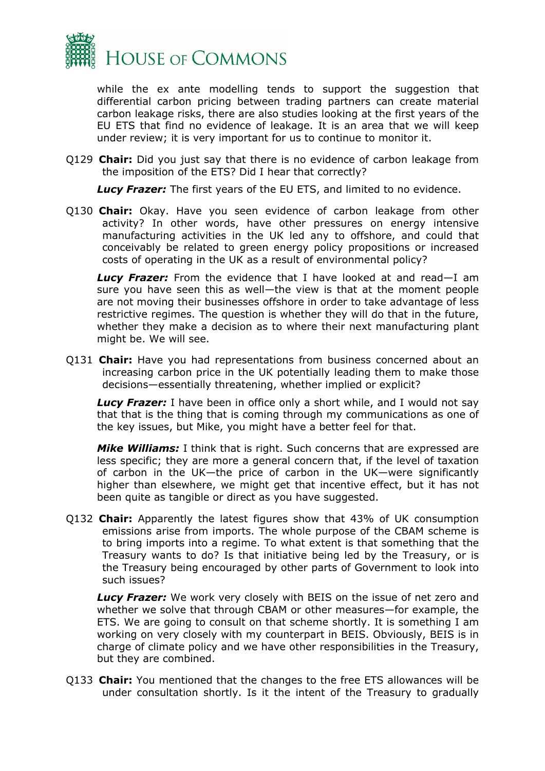while the ex ante modelling tends to support the suggestion that differential carbon pricing between trading partners can create material carbon leakage risks, there are also studies looking at the first years of the EU ETS that find no evidence of leakage. It is an area that we will keep under review; it is very important for us to continue to monitor it.

Q129 **Chair:** Did you just say that there is no evidence of carbon leakage from the imposition of the ETS? Did I hear that correctly?

***Lucy Frazer:*** The first years of the EU ETS, and limited to no evidence.

Q130 **Chair:** Okay. Have you seen evidence of carbon leakage from other activity? In other words, have other pressures on energy intensive manufacturing activities in the UK led any to offshore, and could that conceivably be related to green energy policy propositions or increased costs of operating in the UK as a result of environmental policy?

***Lucy Frazer:*** From the evidence that I have looked at and read—I am sure you have seen this as well—the view is that at the moment people are not moving their businesses offshore in order to take advantage of less restrictive regimes. The question is whether they will do that in the future, whether they make a decision as to where their next manufacturing plant might be. We will see.

Q131 **Chair:** Have you had representations from business concerned about an increasing carbon price in the UK potentially leading them to make those decisions—essentially threatening, whether implied or explicit?

***Lucy Frazer:*** I have been in office only a short while, and I would not say that that is the thing that is coming through my communications as one of the key issues, but Mike, you might have a better feel for that.

***Mike Williams:*** I think that is right. Such concerns that are expressed are less specific; they are more a general concern that, if the level of taxation of carbon in the UK—the price of carbon in the UK—were significantly higher than elsewhere, we might get that incentive effect, but it has not been quite as tangible or direct as you have suggested.

Q132 **Chair:** Apparently the latest figures show that 43% of UK consumption emissions arise from imports. The whole purpose of the CBAM scheme is to bring imports into a regime. To what extent is that something that the Treasury wants to do? Is that initiative being led by the Treasury, or is the Treasury being encouraged by other parts of Government to look into such issues?

***Lucy Frazer:*** We work very closely with BEIS on the issue of net zero and whether we solve that through CBAM or other measures—for example, the ETS. We are going to consult on that scheme shortly. It is something I am working on very closely with my counterpart in BEIS. Obviously, BEIS is in charge of climate policy and we have other responsibilities in the Treasury, but they are combined.

Q133 **Chair:** You mentioned that the changes to the free ETS allowances will be under consultation shortly. Is it the intent of the Treasury to gradually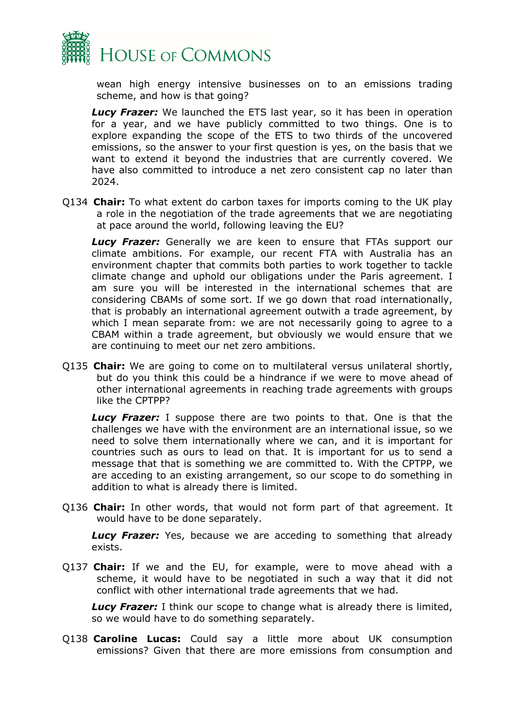wean high energy intensive businesses on to an emissions trading scheme, and how is that going?

***Lucy Frazer:*** We launched the ETS last year, so it has been in operation for a year, and we have publicly committed to two things. One is to explore expanding the scope of the ETS to two thirds of the uncovered emissions, so the answer to your first question is yes, on the basis that we want to extend it beyond the industries that are currently covered. We have also committed to introduce a net zero consistent cap no later than 2024.

Q134 **Chair:** To what extent do carbon taxes for imports coming to the UK play a role in the negotiation of the trade agreements that we are negotiating at pace around the world, following leaving the EU?

***Lucy Frazer:*** Generally we are keen to ensure that FTAs support our climate ambitions. For example, our recent FTA with Australia has an environment chapter that commits both parties to work together to tackle climate change and uphold our obligations under the Paris agreement. I am sure you will be interested in the international schemes that are considering CBAMs of some sort. If we go down that road internationally, that is probably an international agreement outwith a trade agreement, by which I mean separate from: we are not necessarily going to agree to a CBAM within a trade agreement, but obviously we would ensure that we are continuing to meet our net zero ambitions.

Q135 **Chair:** We are going to come on to multilateral versus unilateral shortly, but do you think this could be a hindrance if we were to move ahead of other international agreements in reaching trade agreements with groups like the CPTPP?

***Lucy Frazer:*** I suppose there are two points to that. One is that the challenges we have with the environment are an international issue, so we need to solve them internationally where we can, and it is important for countries such as ours to lead on that. It is important for us to send a message that that is something we are committed to. With the CPTPP, we are acceding to an existing arrangement, so our scope to do something in addition to what is already there is limited.

Q136 **Chair:** In other words, that would not form part of that agreement. It would have to be done separately.

***Lucy Frazer:*** Yes, because we are acceding to something that already exists.

Q137 **Chair:** If we and the EU, for example, were to move ahead with a scheme, it would have to be negotiated in such a way that it did not conflict with other international trade agreements that we had.

***Lucy Frazer:*** I think our scope to change what is already there is limited, so we would have to do something separately.

Q138 **Caroline Lucas:** Could say a little more about UK consumption emissions? Given that there are more emissions from consumption and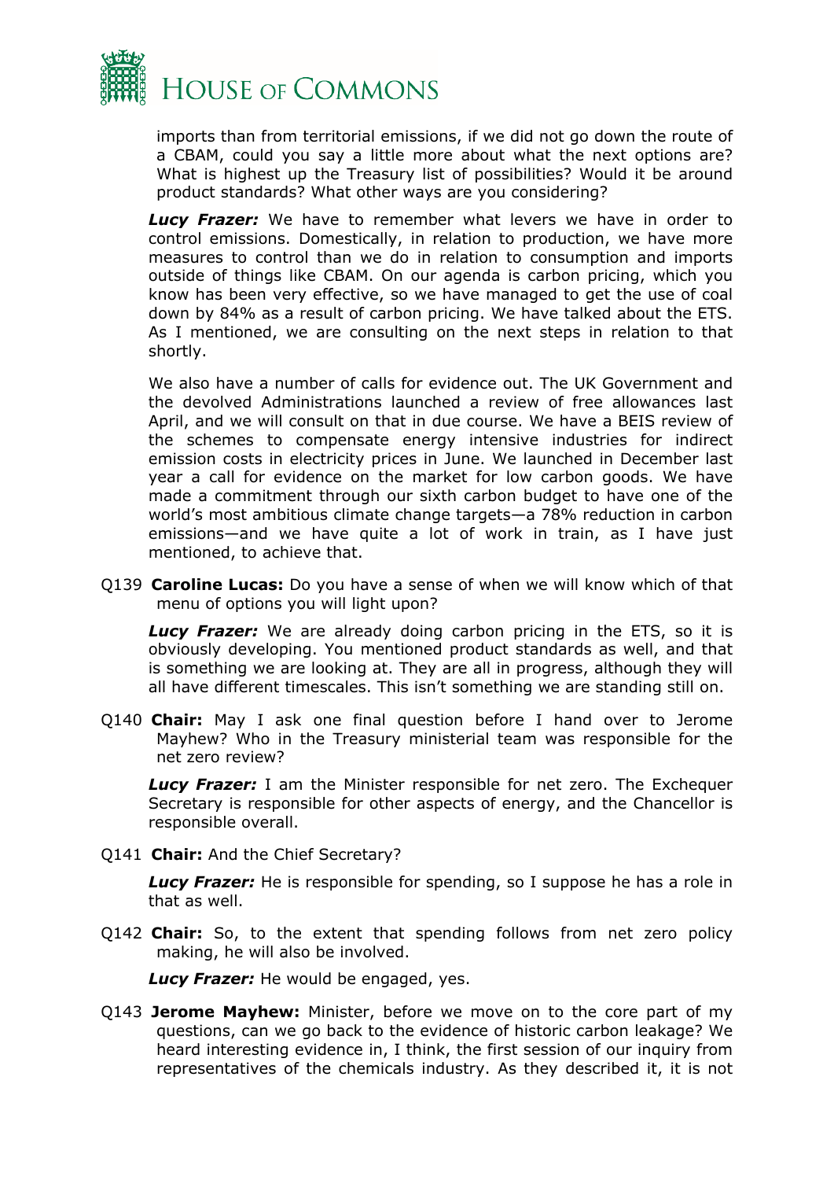imports than from territorial emissions, if we did not go down the route of a CBAM, could you say a little more about what the next options are? What is highest up the Treasury list of possibilities? Would it be around product standards? What other ways are you considering?

***Lucy Frazer:*** We have to remember what levers we have in order to control emissions. Domestically, in relation to production, we have more measures to control than we do in relation to consumption and imports outside of things like CBAM. On our agenda is carbon pricing, which you know has been very effective, so we have managed to get the use of coal down by 84% as a result of carbon pricing. We have talked about the ETS. As I mentioned, we are consulting on the next steps in relation to that shortly.

We also have a number of calls for evidence out. The UK Government and the devolved Administrations launched a review of free allowances last April, and we will consult on that in due course. We have a BEIS review of the schemes to compensate energy intensive industries for indirect emission costs in electricity prices in June. We launched in December last year a call for evidence on the market for low carbon goods. We have made a commitment through our sixth carbon budget to have one of the world's most ambitious climate change targets—a 78% reduction in carbon emissions—and we have quite a lot of work in train, as I have just mentioned, to achieve that.

Q139 **Caroline Lucas:** Do you have a sense of when we will know which of that menu of options you will light upon?

***Lucy Frazer:*** We are already doing carbon pricing in the ETS, so it is obviously developing. You mentioned product standards as well, and that is something we are looking at. They are all in progress, although they will all have different timescales. This isn't something we are standing still on.

Q140 **Chair:** May I ask one final question before I hand over to Jerome Mayhew? Who in the Treasury ministerial team was responsible for the net zero review?

***Lucy Frazer:*** I am the Minister responsible for net zero. The Exchequer Secretary is responsible for other aspects of energy, and the Chancellor is responsible overall.

Q141 **Chair:** And the Chief Secretary?

***Lucy Frazer:*** He is responsible for spending, so I suppose he has a role in that as well.

Q142 **Chair:** So, to the extent that spending follows from net zero policy making, he will also be involved.

***Lucy Frazer:*** He would be engaged, yes.

Q143 **Jerome Mayhew:** Minister, before we move on to the core part of my questions, can we go back to the evidence of historic carbon leakage? We heard interesting evidence in, I think, the first session of our inquiry from representatives of the chemicals industry. As they described it, it is not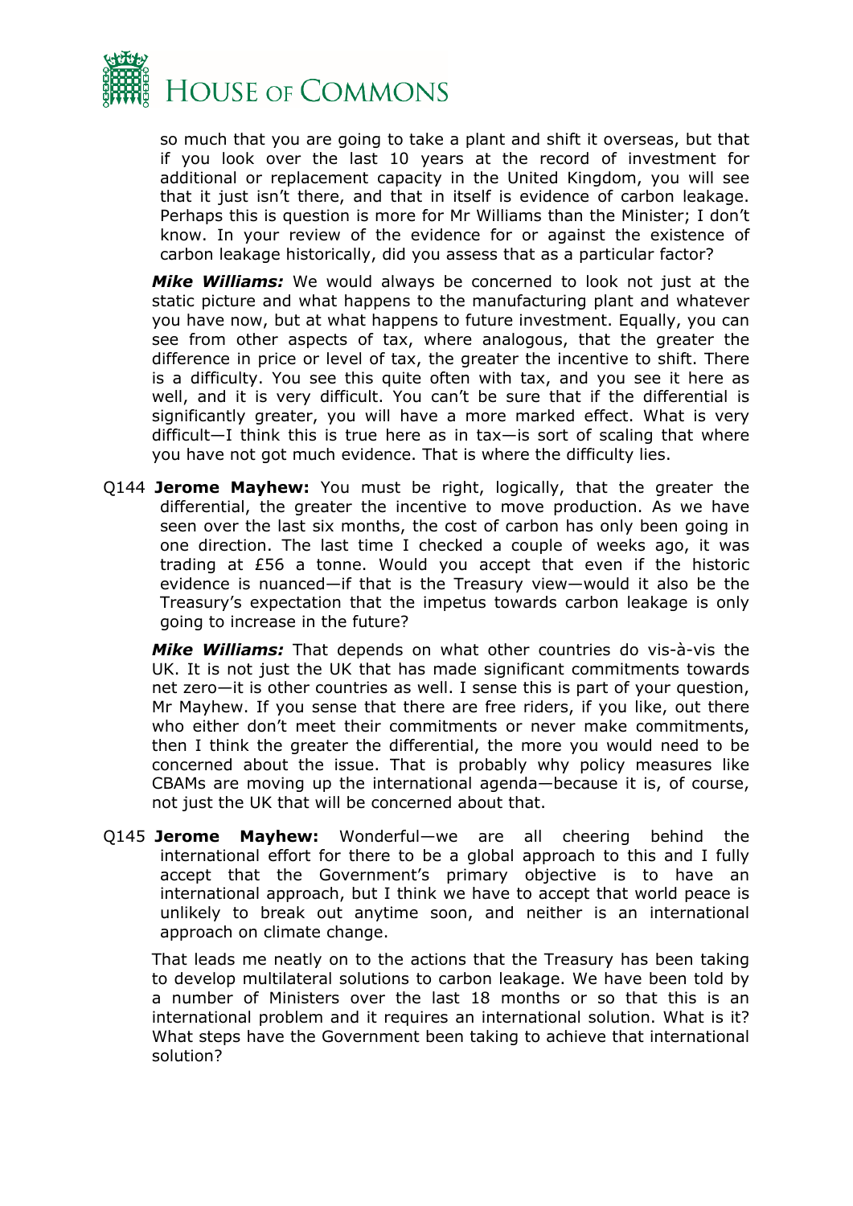so much that you are going to take a plant and shift it overseas, but that if you look over the last 10 years at the record of investment for additional or replacement capacity in the United Kingdom, you will see that it just isn't there, and that in itself is evidence of carbon leakage. Perhaps this is question is more for Mr Williams than the Minister; I don't know. In your review of the evidence for or against the existence of carbon leakage historically, did you assess that as a particular factor?

***Mike Williams:*** We would always be concerned to look not just at the static picture and what happens to the manufacturing plant and whatever you have now, but at what happens to future investment. Equally, you can see from other aspects of tax, where analogous, that the greater the difference in price or level of tax, the greater the incentive to shift. There is a difficulty. You see this quite often with tax, and you see it here as well, and it is very difficult. You can't be sure that if the differential is significantly greater, you will have a more marked effect. What is very difficult—I think this is true here as in tax—is sort of scaling that where you have not got much evidence. That is where the difficulty lies.

Q144 **Jerome Mayhew:** You must be right, logically, that the greater the differential, the greater the incentive to move production. As we have seen over the last six months, the cost of carbon has only been going in one direction. The last time I checked a couple of weeks ago, it was trading at £56 a tonne. Would you accept that even if the historic evidence is nuanced—if that is the Treasury view—would it also be the Treasury's expectation that the impetus towards carbon leakage is only going to increase in the future?

***Mike Williams:*** That depends on what other countries do vis-à-vis the UK. It is not just the UK that has made significant commitments towards net zero—it is other countries as well. I sense this is part of your question, Mr Mayhew. If you sense that there are free riders, if you like, out there who either don't meet their commitments or never make commitments, then I think the greater the differential, the more you would need to be concerned about the issue. That is probably why policy measures like CBAMs are moving up the international agenda—because it is, of course, not just the UK that will be concerned about that.

Q145 **Jerome Mayhew:** Wonderful—we are all cheering behind the international effort for there to be a global approach to this and I fully accept that the Government's primary objective is to have an international approach, but I think we have to accept that world peace is unlikely to break out anytime soon, and neither is an international approach on climate change.

That leads me neatly on to the actions that the Treasury has been taking to develop multilateral solutions to carbon leakage. We have been told by a number of Ministers over the last 18 months or so that this is an international problem and it requires an international solution. What is it? What steps have the Government been taking to achieve that international solution?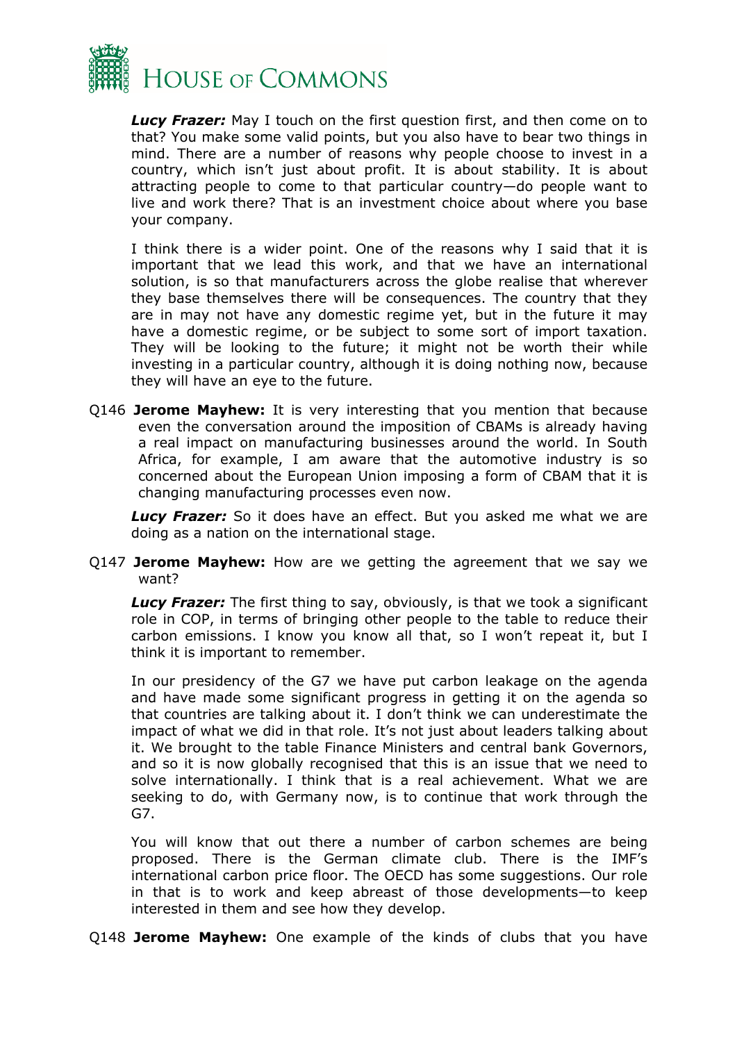***Lucy Frazer:*** May I touch on the first question first, and then come on to that? You make some valid points, but you also have to bear two things in mind. There are a number of reasons why people choose to invest in a country, which isn't just about profit. It is about stability. It is about attracting people to come to that particular country—do people want to live and work there? That is an investment choice about where you base your company.

I think there is a wider point. One of the reasons why I said that it is important that we lead this work, and that we have an international solution, is so that manufacturers across the globe realise that wherever they base themselves there will be consequences. The country that they are in may not have any domestic regime yet, but in the future it may have a domestic regime, or be subject to some sort of import taxation. They will be looking to the future; it might not be worth their while investing in a particular country, although it is doing nothing now, because they will have an eye to the future.

Q146 **Jerome Mayhew:** It is very interesting that you mention that because even the conversation around the imposition of CBAMs is already having a real impact on manufacturing businesses around the world. In South Africa, for example, I am aware that the automotive industry is so concerned about the European Union imposing a form of CBAM that it is changing manufacturing processes even now.

***Lucy Frazer:*** So it does have an effect. But you asked me what we are doing as a nation on the international stage.

Q147 **Jerome Mayhew:** How are we getting the agreement that we say we want?

***Lucy Frazer:*** The first thing to say, obviously, is that we took a significant role in COP, in terms of bringing other people to the table to reduce their carbon emissions. I know you know all that, so I won't repeat it, but I think it is important to remember.

In our presidency of the G7 we have put carbon leakage on the agenda and have made some significant progress in getting it on the agenda so that countries are talking about it. I don't think we can underestimate the impact of what we did in that role. It's not just about leaders talking about it. We brought to the table Finance Ministers and central bank Governors, and so it is now globally recognised that this is an issue that we need to solve internationally. I think that is a real achievement. What we are seeking to do, with Germany now, is to continue that work through the G7.

You will know that out there a number of carbon schemes are being proposed. There is the German climate club. There is the IMF's international carbon price floor. The OECD has some suggestions. Our role in that is to work and keep abreast of those developments—to keep interested in them and see how they develop.

Q148 **Jerome Mayhew:** One example of the kinds of clubs that you have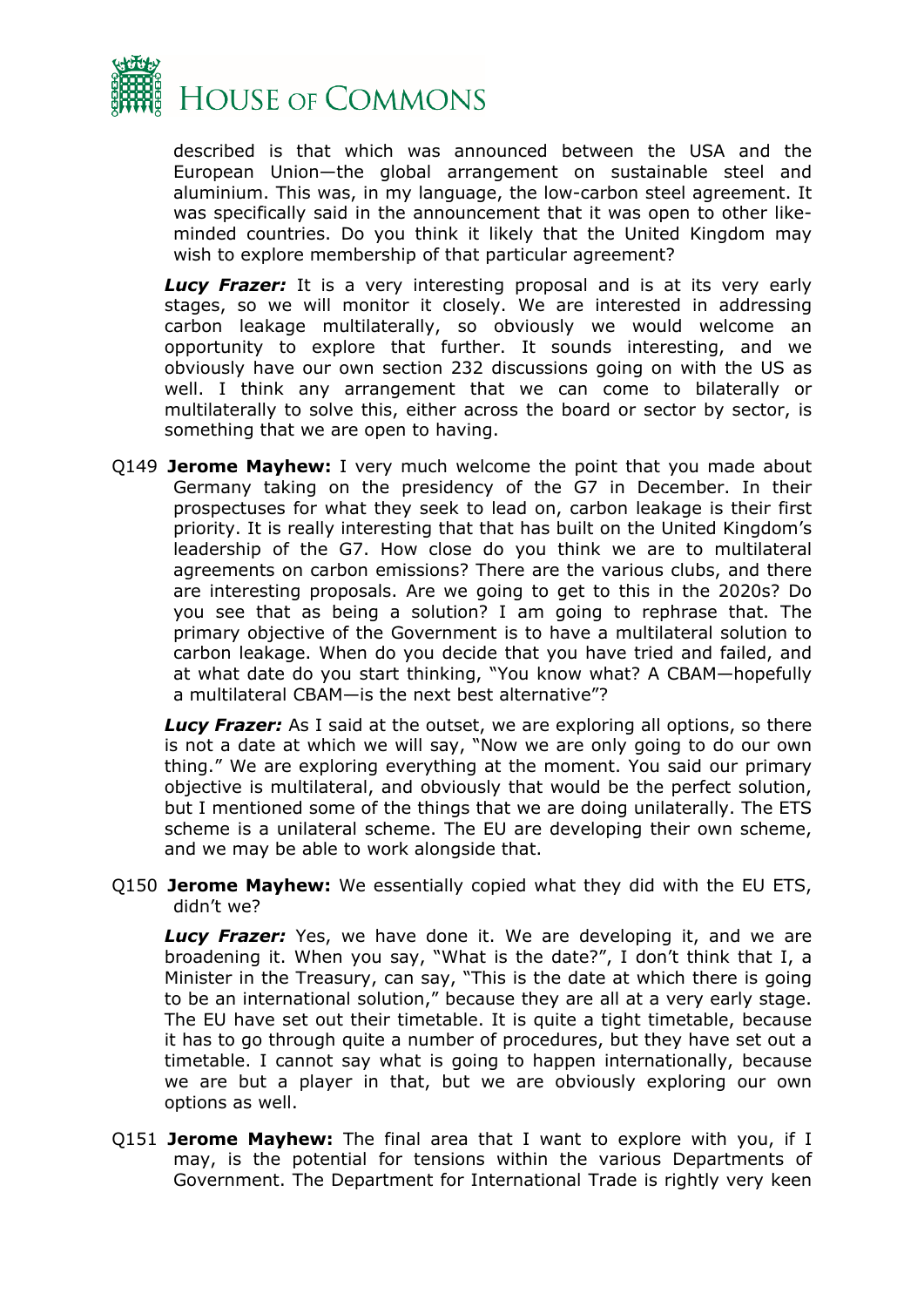described is that which was announced between the USA and the European Union—the global arrangement on sustainable steel and aluminium. This was, in my language, the low-carbon steel agreement. It was specifically said in the announcement that it was open to other like-minded countries. Do you think it likely that the United Kingdom may wish to explore membership of that particular agreement?

***Lucy Frazer:*** It is a very interesting proposal and is at its very early stages, so we will monitor it closely. We are interested in addressing carbon leakage multilaterally, so obviously we would welcome an opportunity to explore that further. It sounds interesting, and we obviously have our own section 232 discussions going on with the US as well. I think any arrangement that we can come to bilaterally or multilaterally to solve this, either across the board or sector by sector, is something that we are open to having.

Q149 **Jerome Mayhew:** I very much welcome the point that you made about Germany taking on the presidency of the G7 in December. In their prospectuses for what they seek to lead on, carbon leakage is their first priority. It is really interesting that that has built on the United Kingdom's leadership of the G7. How close do you think we are to multilateral agreements on carbon emissions? There are the various clubs, and there are interesting proposals. Are we going to get to this in the 2020s? Do you see that as being a solution? I am going to rephrase that. The primary objective of the Government is to have a multilateral solution to carbon leakage. When do you decide that you have tried and failed, and at what date do you start thinking, "You know what? A CBAM—hopefully a multilateral CBAM—is the next best alternative"?

***Lucy Frazer:*** As I said at the outset, we are exploring all options, so there is not a date at which we will say, "Now we are only going to do our own thing." We are exploring everything at the moment. You said our primary objective is multilateral, and obviously that would be the perfect solution, but I mentioned some of the things that we are doing unilaterally. The ETS scheme is a unilateral scheme. The EU are developing their own scheme, and we may be able to work alongside that.

Q150 **Jerome Mayhew:** We essentially copied what they did with the EU ETS, didn't we?

***Lucy Frazer:*** Yes, we have done it. We are developing it, and we are broadening it. When you say, "What is the date?", I don't think that I, a Minister in the Treasury, can say, "This is the date at which there is going to be an international solution," because they are all at a very early stage. The EU have set out their timetable. It is quite a tight timetable, because it has to go through quite a number of procedures, but they have set out a timetable. I cannot say what is going to happen internationally, because we are but a player in that, but we are obviously exploring our own options as well.

Q151 **Jerome Mayhew:** The final area that I want to explore with you, if I may, is the potential for tensions within the various Departments of Government. The Department for International Trade is rightly very keen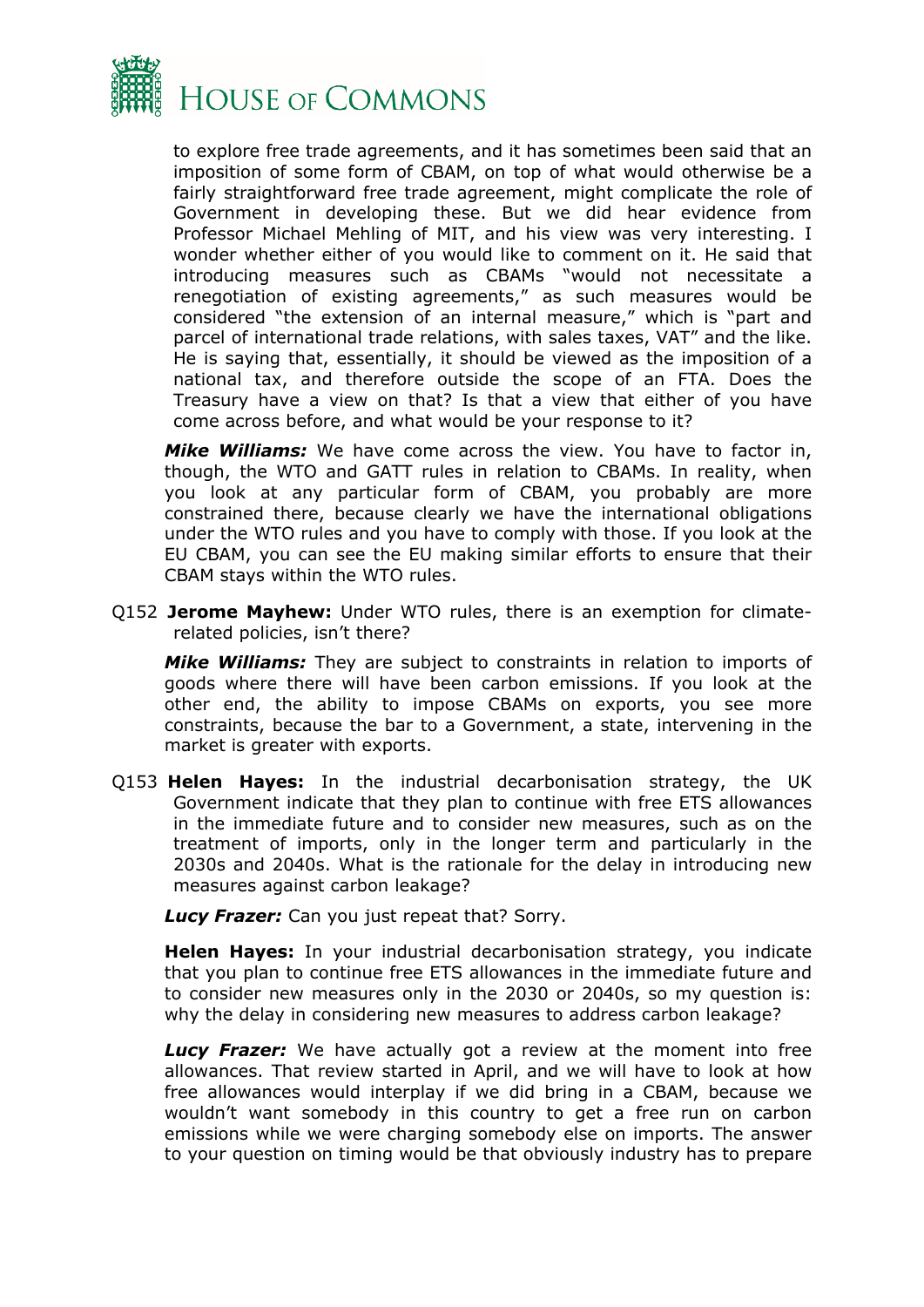to explore free trade agreements, and it has sometimes been said that an imposition of some form of CBAM, on top of what would otherwise be a fairly straightforward free trade agreement, might complicate the role of Government in developing these. But we did hear evidence from Professor Michael Mehling of MIT, and his view was very interesting. I wonder whether either of you would like to comment on it. He said that introducing measures such as CBAMs "would not necessitate a renegotiation of existing agreements," as such measures would be considered "the extension of an internal measure," which is "part and parcel of international trade relations, with sales taxes, VAT" and the like. He is saying that, essentially, it should be viewed as the imposition of a national tax, and therefore outside the scope of an FTA. Does the Treasury have a view on that? Is that a view that either of you have come across before, and what would be your response to it?

***Mike Williams:*** We have come across the view. You have to factor in, though, the WTO and GATT rules in relation to CBAMs. In reality, when you look at any particular form of CBAM, you probably are more constrained there, because clearly we have the international obligations under the WTO rules and you have to comply with those. If you look at the EU CBAM, you can see the EU making similar efforts to ensure that their CBAM stays within the WTO rules.

Q152 **Jerome Mayhew:** Under WTO rules, there is an exemption for climate-related policies, isn't there?

***Mike Williams:*** They are subject to constraints in relation to imports of goods where there will have been carbon emissions. If you look at the other end, the ability to impose CBAMs on exports, you see more constraints, because the bar to a Government, a state, intervening in the market is greater with exports.

Q153 **Helen Hayes:** In the industrial decarbonisation strategy, the UK Government indicate that they plan to continue with free ETS allowances in the immediate future and to consider new measures, such as on the treatment of imports, only in the longer term and particularly in the 2030s and 2040s. What is the rationale for the delay in introducing new measures against carbon leakage?

***Lucy Frazer:*** Can you just repeat that? Sorry.

**Helen Hayes:** In your industrial decarbonisation strategy, you indicate that you plan to continue free ETS allowances in the immediate future and to consider new measures only in the 2030 or 2040s, so my question is: why the delay in considering new measures to address carbon leakage?

***Lucy Frazer:*** We have actually got a review at the moment into free allowances. That review started in April, and we will have to look at how free allowances would interplay if we did bring in a CBAM, because we wouldn't want somebody in this country to get a free run on carbon emissions while we were charging somebody else on imports. The answer to your question on timing would be that obviously industry has to prepare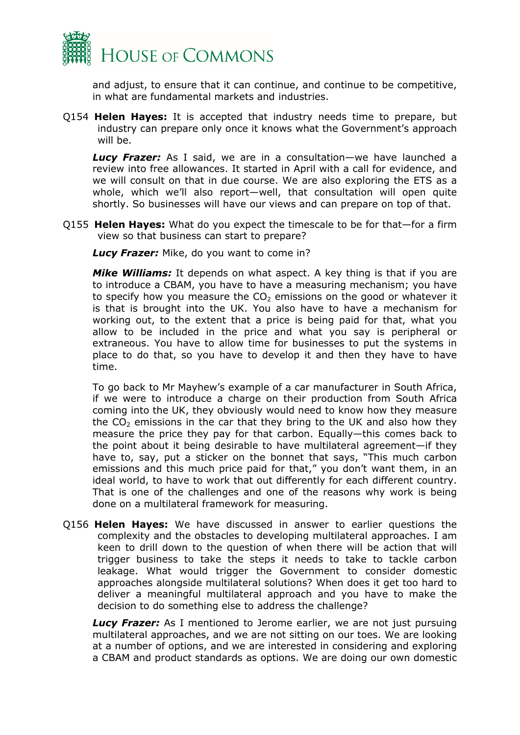and adjust, to ensure that it can continue, and continue to be competitive, in what are fundamental markets and industries.

Q154 **Helen Hayes:** It is accepted that industry needs time to prepare, but industry can prepare only once it knows what the Government's approach will be.

***Lucy Frazer:*** As I said, we are in a consultation—we have launched a review into free allowances. It started in April with a call for evidence, and we will consult on that in due course. We are also exploring the ETS as a whole, which we'll also report—well, that consultation will open quite shortly. So businesses will have our views and can prepare on top of that.

Q155 **Helen Hayes:** What do you expect the timescale to be for that—for a firm view so that business can start to prepare?

***Lucy Frazer:*** Mike, do you want to come in?

***Mike Williams:*** It depends on what aspect. A key thing is that if you are to introduce a CBAM, you have to have a measuring mechanism; you have to specify how you measure the $CO_2$ emissions on the good or whatever it is that is brought into the UK. You also have to have a mechanism for working out, to the extent that a price is being paid for that, what you allow to be included in the price and what you say is peripheral or extraneous. You have to allow time for businesses to put the systems in place to do that, so you have to develop it and then they have to have time.

To go back to Mr Mayhew's example of a car manufacturer in South Africa, if we were to introduce a charge on their production from South Africa coming into the UK, they obviously would need to know how they measure the $CO_2$ emissions in the car that they bring to the UK and also how they measure the price they pay for that carbon. Equally—this comes back to the point about it being desirable to have multilateral agreement—if they have to, say, put a sticker on the bonnet that says, "This much carbon emissions and this much price paid for that," you don't want them, in an ideal world, to have to work that out differently for each different country. That is one of the challenges and one of the reasons why work is being done on a multilateral framework for measuring.

Q156 **Helen Hayes:** We have discussed in answer to earlier questions the complexity and the obstacles to developing multilateral approaches. I am keen to drill down to the question of when there will be action that will trigger business to take the steps it needs to take to tackle carbon leakage. What would trigger the Government to consider domestic approaches alongside multilateral solutions? When does it get too hard to deliver a meaningful multilateral approach and you have to make the decision to do something else to address the challenge?

***Lucy Frazer:*** As I mentioned to Jerome earlier, we are not just pursuing multilateral approaches, and we are not sitting on our toes. We are looking at a number of options, and we are interested in considering and exploring a CBAM and product standards as options. We are doing our own domestic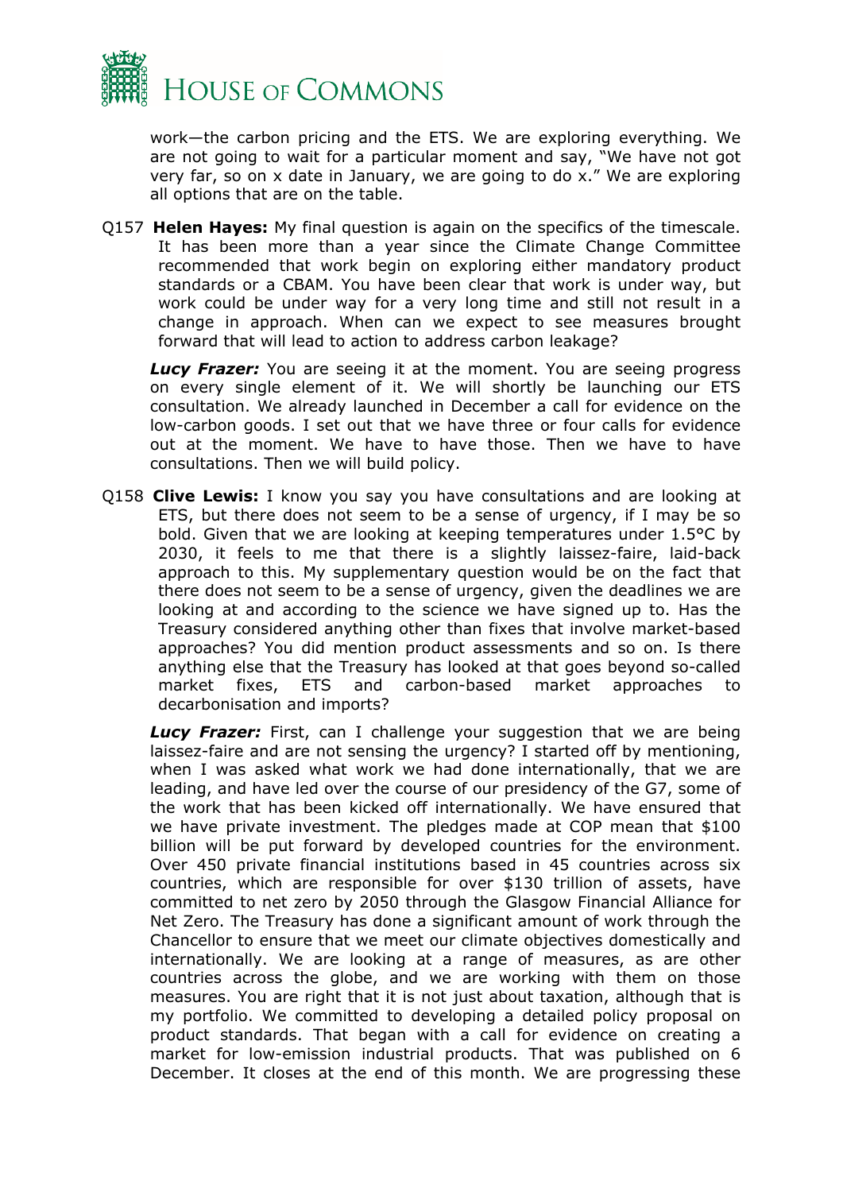work—the carbon pricing and the ETS. We are exploring everything. We are not going to wait for a particular moment and say, "We have not got very far, so on x date in January, we are going to do x." We are exploring all options that are on the table.

Q157 **Helen Hayes:** My final question is again on the specifics of the timescale. It has been more than a year since the Climate Change Committee recommended that work begin on exploring either mandatory product standards or a CBAM. You have been clear that work is under way, but work could be under way for a very long time and still not result in a change in approach. When can we expect to see measures brought forward that will lead to action to address carbon leakage?

***Lucy Frazer:*** You are seeing it at the moment. You are seeing progress on every single element of it. We will shortly be launching our ETS consultation. We already launched in December a call for evidence on the low-carbon goods. I set out that we have three or four calls for evidence out at the moment. We have to have those. Then we have to have consultations. Then we will build policy.

Q158 **Clive Lewis:** I know you say you have consultations and are looking at ETS, but there does not seem to be a sense of urgency, if I may be so bold. Given that we are looking at keeping temperatures under 1.5°C by 2030, it feels to me that there is a slightly laissez-faire, laid-back approach to this. My supplementary question would be on the fact that there does not seem to be a sense of urgency, given the deadlines we are looking at and according to the science we have signed up to. Has the Treasury considered anything other than fixes that involve market-based approaches? You did mention product assessments and so on. Is there anything else that the Treasury has looked at that goes beyond so-called market fixes, ETS and carbon-based market approaches to decarbonisation and imports?

***Lucy Frazer:*** First, can I challenge your suggestion that we are being laissez-faire and are not sensing the urgency? I started off by mentioning, when I was asked what work we had done internationally, that we are leading, and have led over the course of our presidency of the G7, some of the work that has been kicked off internationally. We have ensured that we have private investment. The pledges made at COP mean that $100 billion will be put forward by developed countries for the environment. Over 450 private financial institutions based in 45 countries across six countries, which are responsible for over $130 trillion of assets, have committed to net zero by 2050 through the Glasgow Financial Alliance for Net Zero. The Treasury has done a significant amount of work through the Chancellor to ensure that we meet our climate objectives domestically and internationally. We are looking at a range of measures, as are other countries across the globe, and we are working with them on those measures. You are right that it is not just about taxation, although that is my portfolio. We committed to developing a detailed policy proposal on product standards. That began with a call for evidence on creating a market for low-emission industrial products. That was published on 6 December. It closes at the end of this month. We are progressing these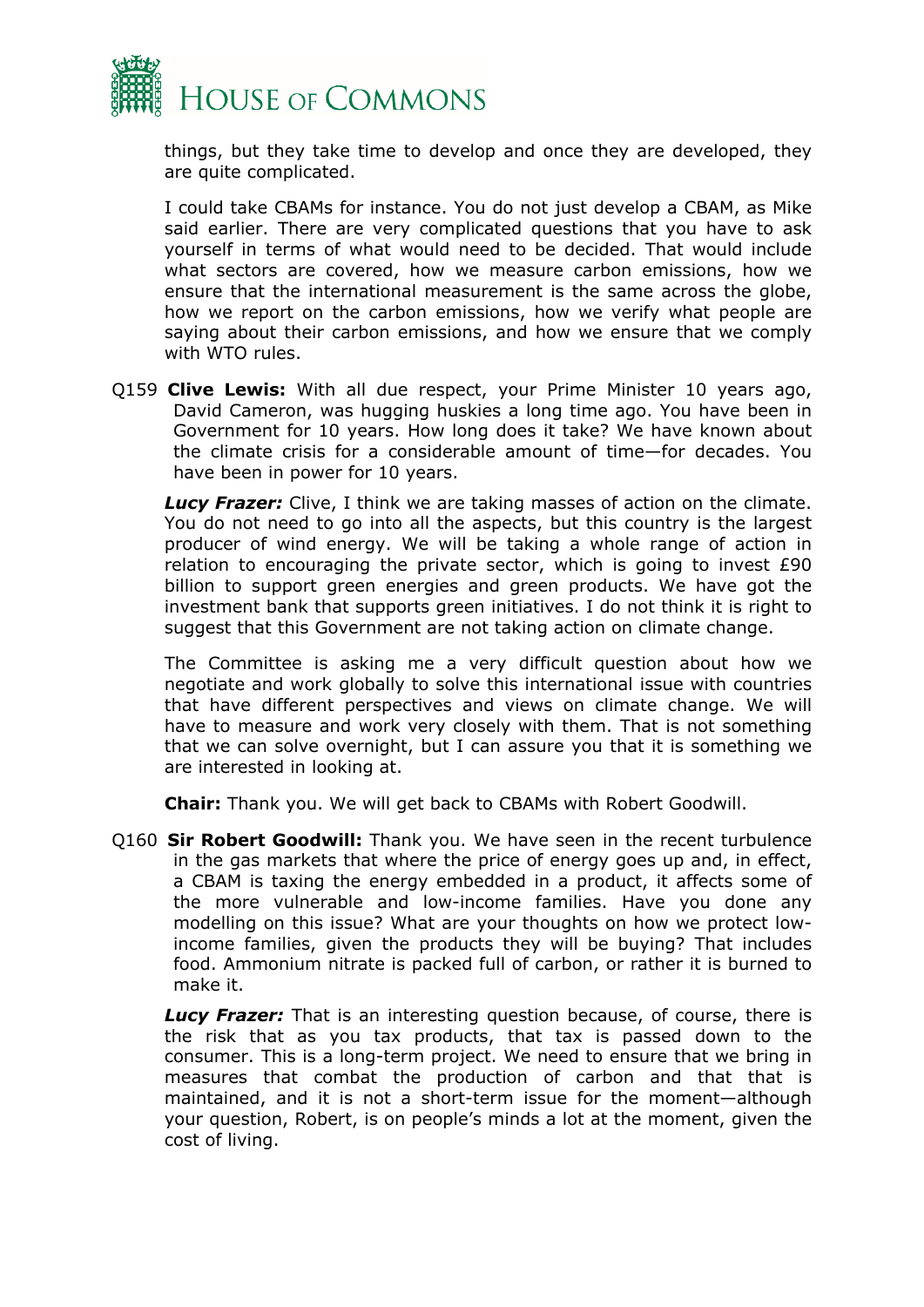things, but they take time to develop and once they are developed, they are quite complicated.

I could take CBAMs for instance. You do not just develop a CBAM, as Mike said earlier. There are very complicated questions that you have to ask yourself in terms of what would need to be decided. That would include what sectors are covered, how we measure carbon emissions, how we ensure that the international measurement is the same across the globe, how we report on the carbon emissions, how we verify what people are saying about their carbon emissions, and how we ensure that we comply with WTO rules.

Q159 **Clive Lewis:** With all due respect, your Prime Minister 10 years ago, David Cameron, was hugging huskies a long time ago. You have been in Government for 10 years. How long does it take? We have known about the climate crisis for a considerable amount of time—for decades. You have been in power for 10 years.

***Lucy Frazer:*** Clive, I think we are taking masses of action on the climate. You do not need to go into all the aspects, but this country is the largest producer of wind energy. We will be taking a whole range of action in relation to encouraging the private sector, which is going to invest £90 billion to support green energies and green products. We have got the investment bank that supports green initiatives. I do not think it is right to suggest that this Government are not taking action on climate change.

The Committee is asking me a very difficult question about how we negotiate and work globally to solve this international issue with countries that have different perspectives and views on climate change. We will have to measure and work very closely with them. That is not something that we can solve overnight, but I can assure you that it is something we are interested in looking at.

**Chair:** Thank you. We will get back to CBAMs with Robert Goodwill.

Q160 **Sir Robert Goodwill:** Thank you. We have seen in the recent turbulence in the gas markets that where the price of energy goes up and, in effect, a CBAM is taxing the energy embedded in a product, it affects some of the more vulnerable and low-income families. Have you done any modelling on this issue? What are your thoughts on how we protect low-income families, given the products they will be buying? That includes food. Ammonium nitrate is packed full of carbon, or rather it is burned to make it.

***Lucy Frazer:*** That is an interesting question because, of course, there is the risk that as you tax products, that tax is passed down to the consumer. This is a long-term project. We need to ensure that we bring in measures that combat the production of carbon and that that is maintained, and it is not a short-term issue for the moment—although your question, Robert, is on people's minds a lot at the moment, given the cost of living.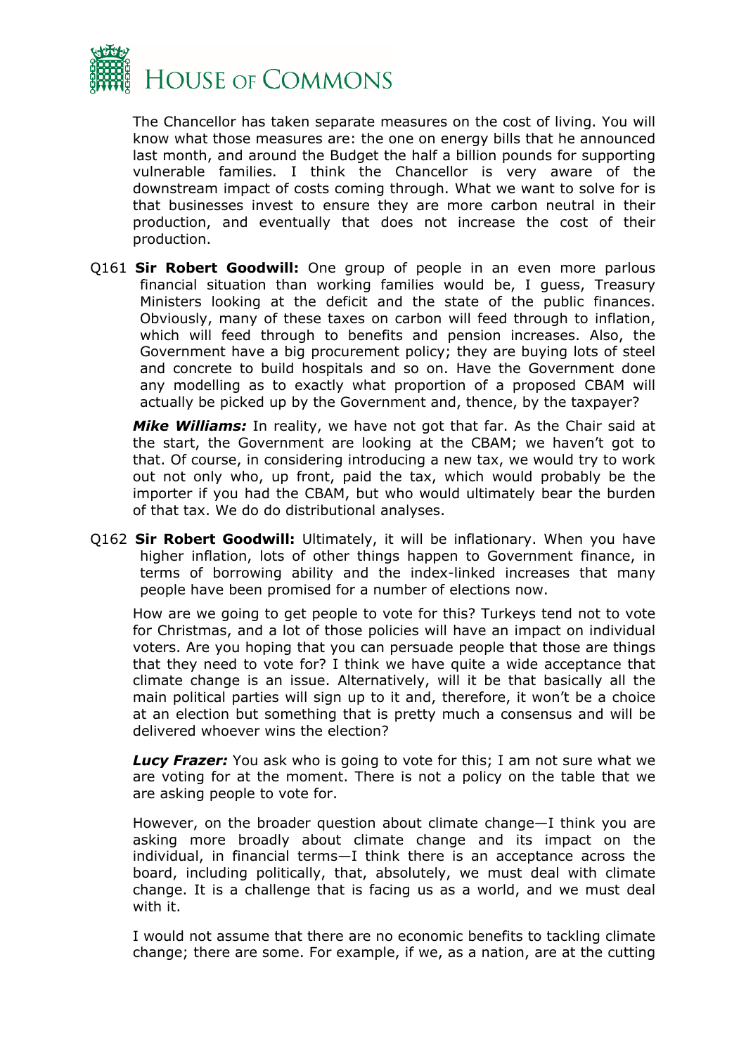The Chancellor has taken separate measures on the cost of living. You will know what those measures are: the one on energy bills that he announced last month, and around the Budget the half a billion pounds for supporting vulnerable families. I think the Chancellor is very aware of the downstream impact of costs coming through. What we want to solve for is that businesses invest to ensure they are more carbon neutral in their production, and eventually that does not increase the cost of their production.

Q161 **Sir Robert Goodwill:** One group of people in an even more parlous financial situation than working families would be, I guess, Treasury Ministers looking at the deficit and the state of the public finances. Obviously, many of these taxes on carbon will feed through to inflation, which will feed through to benefits and pension increases. Also, the Government have a big procurement policy; they are buying lots of steel and concrete to build hospitals and so on. Have the Government done any modelling as to exactly what proportion of a proposed CBAM will actually be picked up by the Government and, thence, by the taxpayer?

***Mike Williams:*** In reality, we have not got that far. As the Chair said at the start, the Government are looking at the CBAM; we haven't got to that. Of course, in considering introducing a new tax, we would try to work out not only who, up front, paid the tax, which would probably be the importer if you had the CBAM, but who would ultimately bear the burden of that tax. We do do distributional analyses.

Q162 **Sir Robert Goodwill:** Ultimately, it will be inflationary. When you have higher inflation, lots of other things happen to Government finance, in terms of borrowing ability and the index-linked increases that many people have been promised for a number of elections now.

How are we going to get people to vote for this? Turkeys tend not to vote for Christmas, and a lot of those policies will have an impact on individual voters. Are you hoping that you can persuade people that those are things that they need to vote for? I think we have quite a wide acceptance that climate change is an issue. Alternatively, will it be that basically all the main political parties will sign up to it and, therefore, it won't be a choice at an election but something that is pretty much a consensus and will be delivered whoever wins the election?

***Lucy Frazer:*** You ask who is going to vote for this; I am not sure what we are voting for at the moment. There is not a policy on the table that we are asking people to vote for.

However, on the broader question about climate change—I think you are asking more broadly about climate change and its impact on the individual, in financial terms—I think there is an acceptance across the board, including politically, that, absolutely, we must deal with climate change. It is a challenge that is facing us as a world, and we must deal with it.

I would not assume that there are no economic benefits to tackling climate change; there are some. For example, if we, as a nation, are at the cutting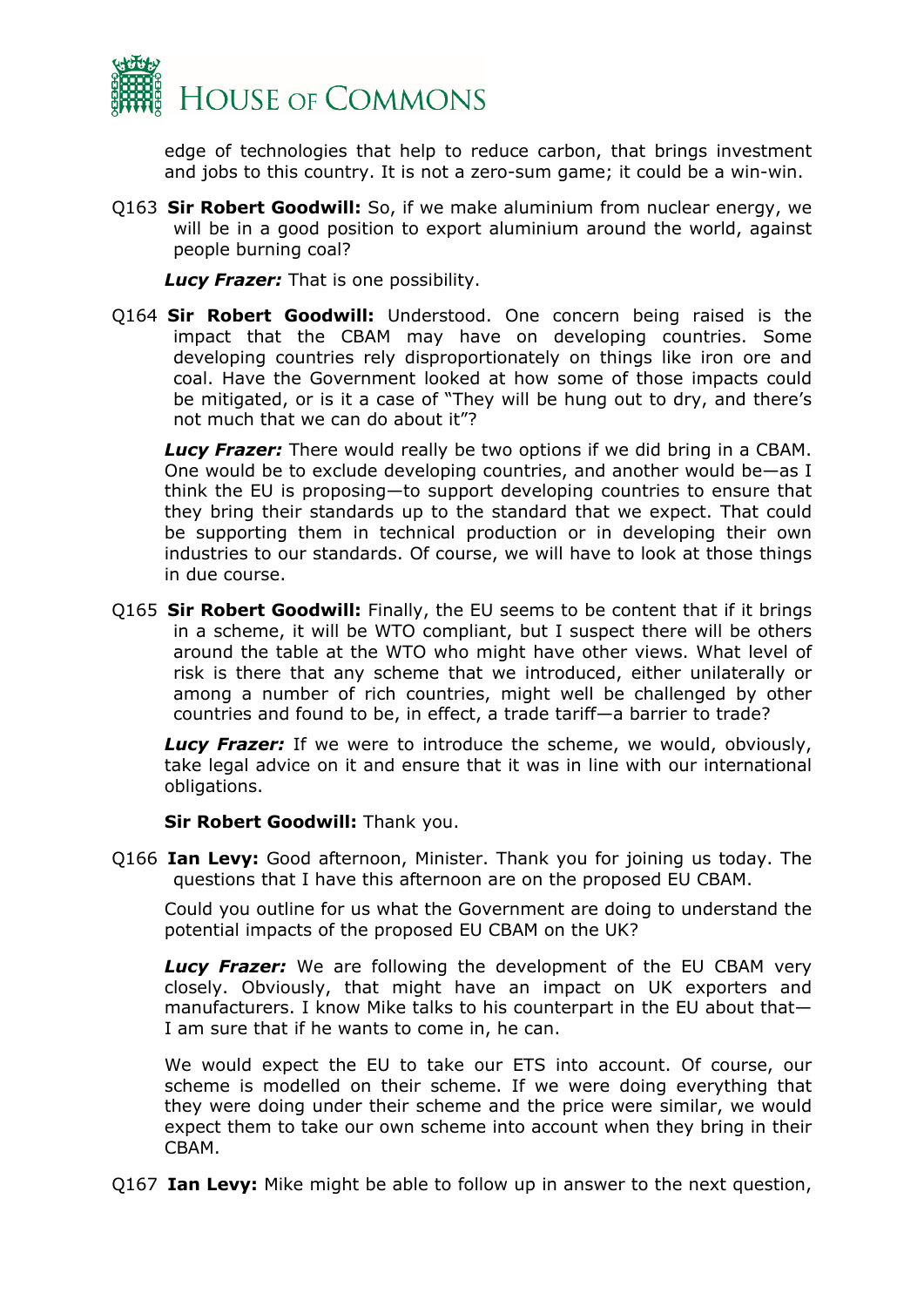edge of technologies that help to reduce carbon, that brings investment and jobs to this country. It is not a zero-sum game; it could be a win-win.

Q163 **Sir Robert Goodwill:** So, if we make aluminium from nuclear energy, we will be in a good position to export aluminium around the world, against people burning coal?

***Lucy Frazer:*** That is one possibility.

Q164 **Sir Robert Goodwill:** Understood. One concern being raised is the impact that the CBAM may have on developing countries. Some developing countries rely disproportionately on things like iron ore and coal. Have the Government looked at how some of those impacts could be mitigated, or is it a case of "They will be hung out to dry, and there's not much that we can do about it"?

***Lucy Frazer:*** There would really be two options if we did bring in a CBAM. One would be to exclude developing countries, and another would be—as I think the EU is proposing—to support developing countries to ensure that they bring their standards up to the standard that we expect. That could be supporting them in technical production or in developing their own industries to our standards. Of course, we will have to look at those things in due course.

Q165 **Sir Robert Goodwill:** Finally, the EU seems to be content that if it brings in a scheme, it will be WTO compliant, but I suspect there will be others around the table at the WTO who might have other views. What level of risk is there that any scheme that we introduced, either unilaterally or among a number of rich countries, might well be challenged by other countries and found to be, in effect, a trade tariff—a barrier to trade?

***Lucy Frazer:*** If we were to introduce the scheme, we would, obviously, take legal advice on it and ensure that it was in line with our international obligations.

**Sir Robert Goodwill:** Thank you.

Q166 **Ian Levy:** Good afternoon, Minister. Thank you for joining us today. The questions that I have this afternoon are on the proposed EU CBAM.

Could you outline for us what the Government are doing to understand the potential impacts of the proposed EU CBAM on the UK?

***Lucy Frazer:*** We are following the development of the EU CBAM very closely. Obviously, that might have an impact on UK exporters and manufacturers. I know Mike talks to his counterpart in the EU about that—I am sure that if he wants to come in, he can.

We would expect the EU to take our ETS into account. Of course, our scheme is modelled on their scheme. If we were doing everything that they were doing under their scheme and the price were similar, we would expect them to take our own scheme into account when they bring in their CBAM.

Q167 **Ian Levy:** Mike might be able to follow up in answer to the next question,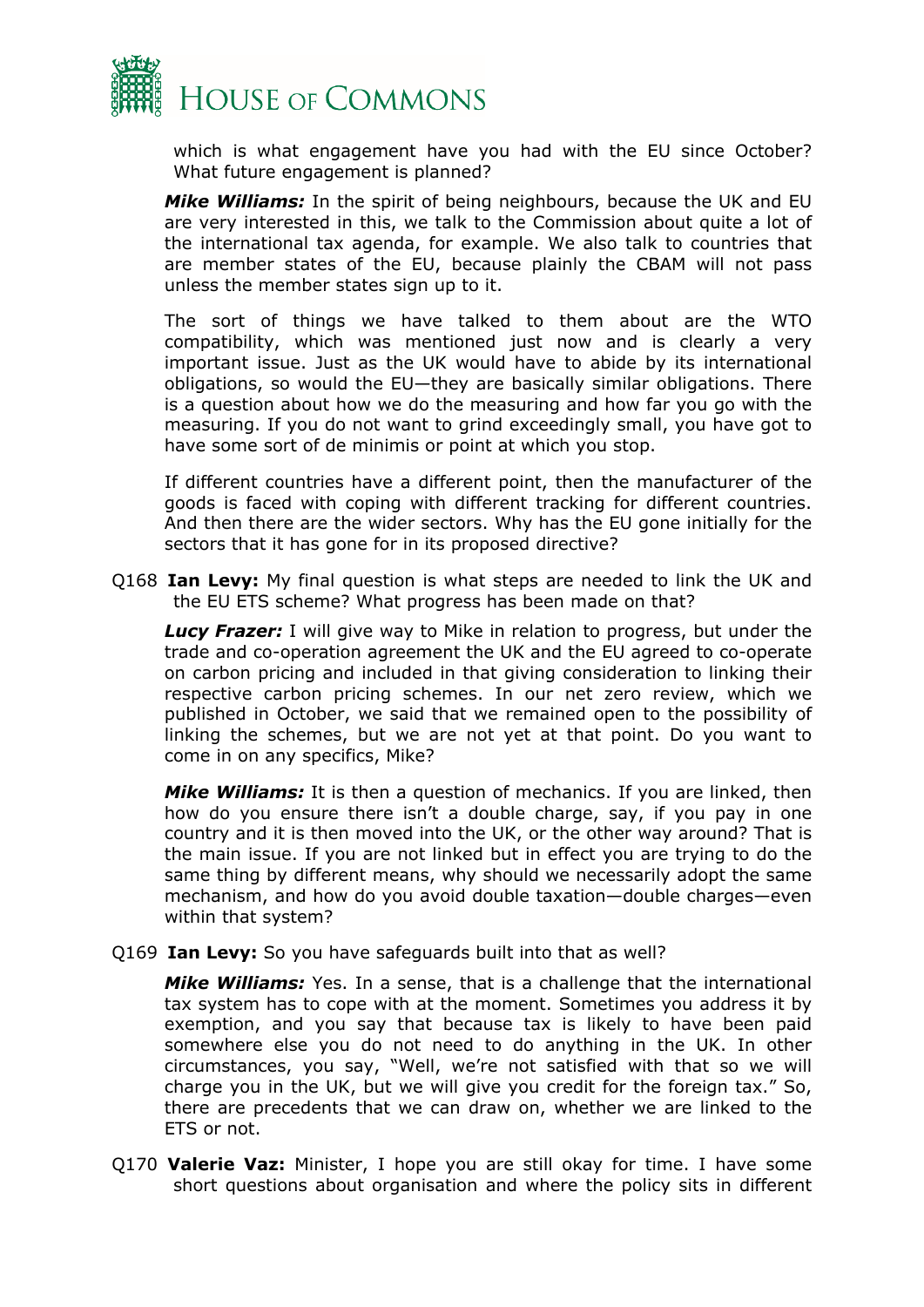which is what engagement have you had with the EU since October? What future engagement is planned?

***Mike Williams:*** In the spirit of being neighbours, because the UK and EU are very interested in this, we talk to the Commission about quite a lot of the international tax agenda, for example. We also talk to countries that are member states of the EU, because plainly the CBAM will not pass unless the member states sign up to it.

The sort of things we have talked to them about are the WTO compatibility, which was mentioned just now and is clearly a very important issue. Just as the UK would have to abide by its international obligations, so would the EU—they are basically similar obligations. There is a question about how we do the measuring and how far you go with the measuring. If you do not want to grind exceedingly small, you have got to have some sort of de minimis or point at which you stop.

If different countries have a different point, then the manufacturer of the goods is faced with coping with different tracking for different countries. And then there are the wider sectors. Why has the EU gone initially for the sectors that it has gone for in its proposed directive?

Q168 **Ian Levy:** My final question is what steps are needed to link the UK and the EU ETS scheme? What progress has been made on that?

***Lucy Frazer:*** I will give way to Mike in relation to progress, but under the trade and co-operation agreement the UK and the EU agreed to co-operate on carbon pricing and included in that giving consideration to linking their respective carbon pricing schemes. In our net zero review, which we published in October, we said that we remained open to the possibility of linking the schemes, but we are not yet at that point. Do you want to come in on any specifics, Mike?

***Mike Williams:*** It is then a question of mechanics. If you are linked, then how do you ensure there isn't a double charge, say, if you pay in one country and it is then moved into the UK, or the other way around? That is the main issue. If you are not linked but in effect you are trying to do the same thing by different means, why should we necessarily adopt the same mechanism, and how do you avoid double taxation—double charges—even within that system?

Q169 **Ian Levy:** So you have safeguards built into that as well?

***Mike Williams:*** Yes. In a sense, that is a challenge that the international tax system has to cope with at the moment. Sometimes you address it by exemption, and you say that because tax is likely to have been paid somewhere else you do not need to do anything in the UK. In other circumstances, you say, "Well, we're not satisfied with that so we will charge you in the UK, but we will give you credit for the foreign tax." So, there are precedents that we can draw on, whether we are linked to the ETS or not.

Q170 **Valerie Vaz:** Minister, I hope you are still okay for time. I have some short questions about organisation and where the policy sits in different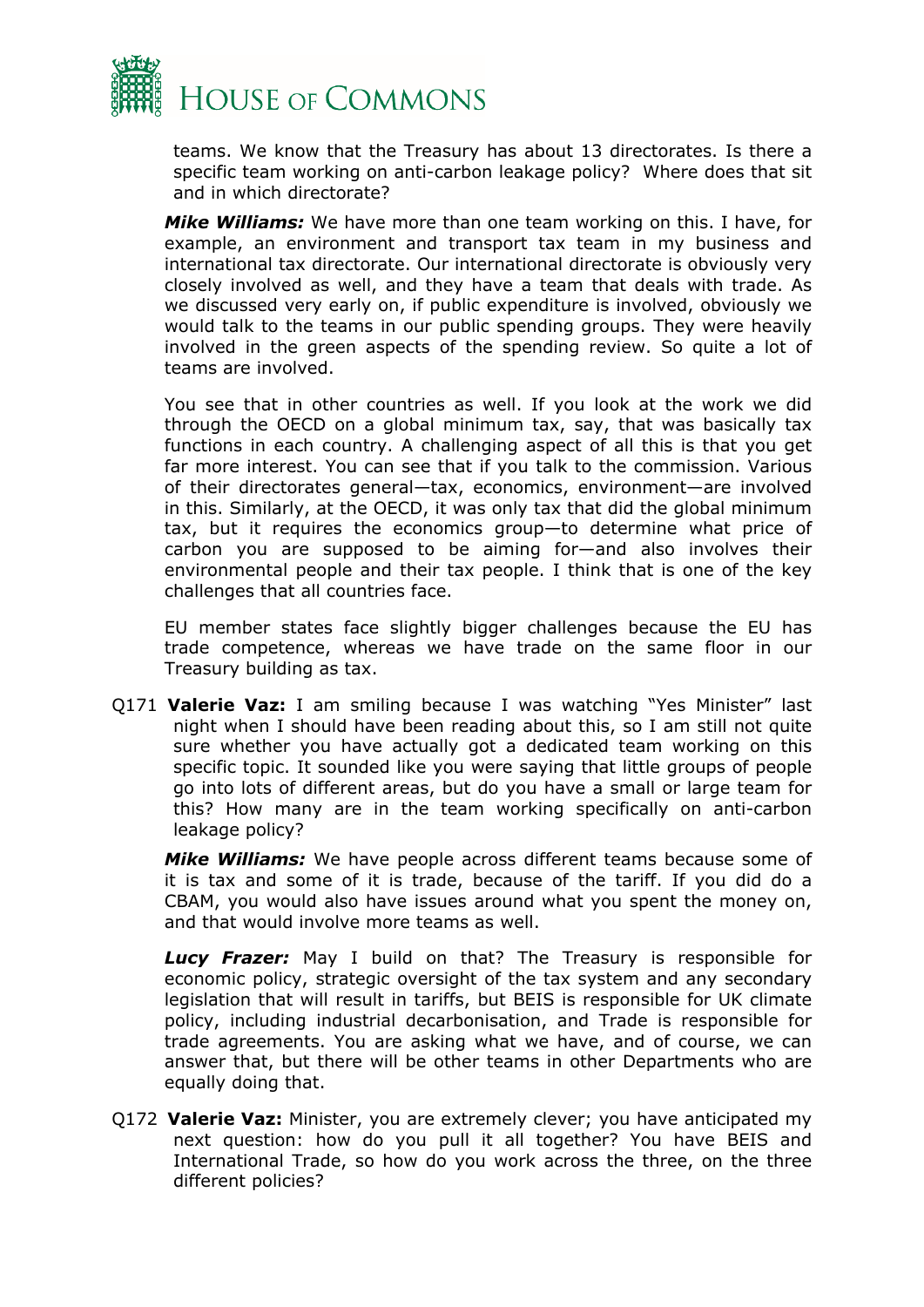teams. We know that the Treasury has about 13 directorates. Is there a specific team working on anti-carbon leakage policy? Where does that sit and in which directorate?

***Mike Williams:*** We have more than one team working on this. I have, for example, an environment and transport tax team in my business and international tax directorate. Our international directorate is obviously very closely involved as well, and they have a team that deals with trade. As we discussed very early on, if public expenditure is involved, obviously we would talk to the teams in our public spending groups. They were heavily involved in the green aspects of the spending review. So quite a lot of teams are involved.

You see that in other countries as well. If you look at the work we did through the OECD on a global minimum tax, say, that was basically tax functions in each country. A challenging aspect of all this is that you get far more interest. You can see that if you talk to the commission. Various of their directorates general—tax, economics, environment—are involved in this. Similarly, at the OECD, it was only tax that did the global minimum tax, but it requires the economics group—to determine what price of carbon you are supposed to be aiming for—and also involves their environmental people and their tax people. I think that is one of the key challenges that all countries face.

EU member states face slightly bigger challenges because the EU has trade competence, whereas we have trade on the same floor in our Treasury building as tax.

Q171 **Valerie Vaz:** I am smiling because I was watching "Yes Minister" last night when I should have been reading about this, so I am still not quite sure whether you have actually got a dedicated team working on this specific topic. It sounded like you were saying that little groups of people go into lots of different areas, but do you have a small or large team for this? How many are in the team working specifically on anti-carbon leakage policy?

***Mike Williams:*** We have people across different teams because some of it is tax and some of it is trade, because of the tariff. If you did do a CBAM, you would also have issues around what you spent the money on, and that would involve more teams as well.

***Lucy Frazer:*** May I build on that? The Treasury is responsible for economic policy, strategic oversight of the tax system and any secondary legislation that will result in tariffs, but BEIS is responsible for UK climate policy, including industrial decarbonisation, and Trade is responsible for trade agreements. You are asking what we have, and of course, we can answer that, but there will be other teams in other Departments who are equally doing that.

Q172 **Valerie Vaz:** Minister, you are extremely clever; you have anticipated my next question: how do you pull it all together? You have BEIS and International Trade, so how do you work across the three, on the three different policies?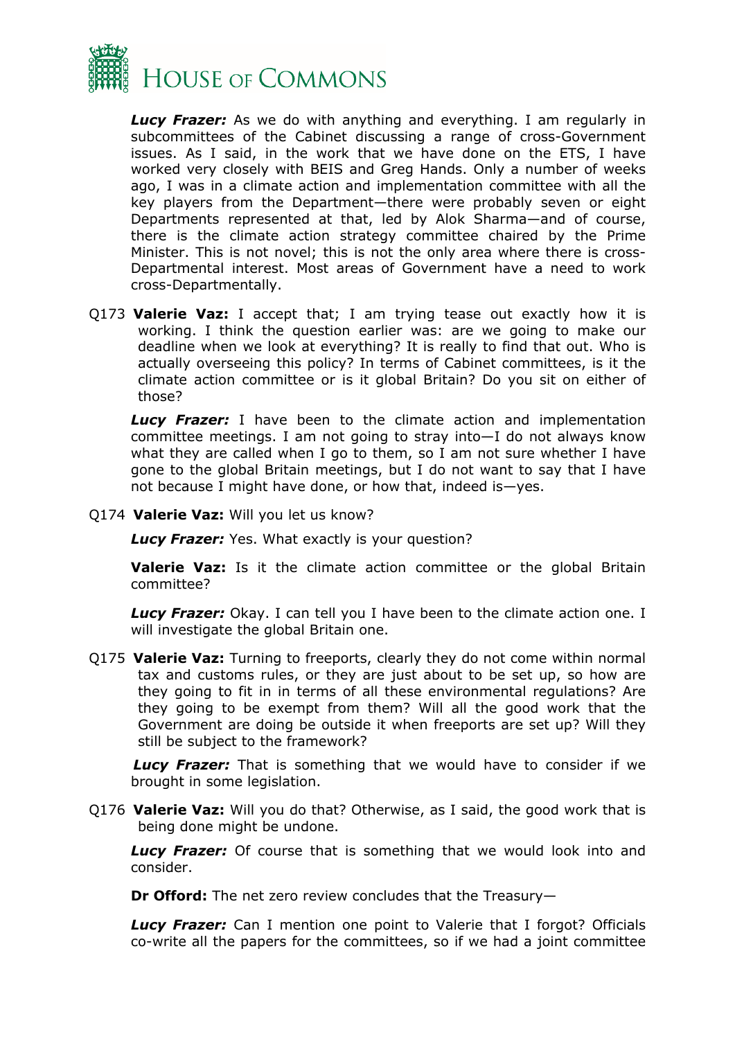***Lucy Frazer:*** As we do with anything and everything. I am regularly in subcommittees of the Cabinet discussing a range of cross-Government issues. As I said, in the work that we have done on the ETS, I have worked very closely with BEIS and Greg Hands. Only a number of weeks ago, I was in a climate action and implementation committee with all the key players from the Department—there were probably seven or eight Departments represented at that, led by Alok Sharma—and of course, there is the climate action strategy committee chaired by the Prime Minister. This is not novel; this is not the only area where there is cross-Departmental interest. Most areas of Government have a need to work cross-Departmentally.

Q173 **Valerie Vaz:** I accept that; I am trying tease out exactly how it is working. I think the question earlier was: are we going to make our deadline when we look at everything? It is really to find that out. Who is actually overseeing this policy? In terms of Cabinet committees, is it the climate action committee or is it global Britain? Do you sit on either of those?

***Lucy Frazer:*** I have been to the climate action and implementation committee meetings. I am not going to stray into—I do not always know what they are called when I go to them, so I am not sure whether I have gone to the global Britain meetings, but I do not want to say that I have not because I might have done, or how that, indeed is—yes.

Q174 **Valerie Vaz:** Will you let us know?

***Lucy Frazer:*** Yes. What exactly is your question?

**Valerie Vaz:** Is it the climate action committee or the global Britain committee?

***Lucy Frazer:*** Okay. I can tell you I have been to the climate action one. I will investigate the global Britain one.

Q175 **Valerie Vaz:** Turning to freeports, clearly they do not come within normal tax and customs rules, or they are just about to be set up, so how are they going to fit in in terms of all these environmental regulations? Are they going to be exempt from them? Will all the good work that the Government are doing be outside it when freeports are set up? Will they still be subject to the framework?

***Lucy Frazer:*** That is something that we would have to consider if we brought in some legislation.

Q176 **Valerie Vaz:** Will you do that? Otherwise, as I said, the good work that is being done might be undone.

***Lucy Frazer:*** Of course that is something that we would look into and consider.

**Dr Offord:** The net zero review concludes that the Treasury—

***Lucy Frazer:*** Can I mention one point to Valerie that I forgot? Officials co-write all the papers for the committees, so if we had a joint committee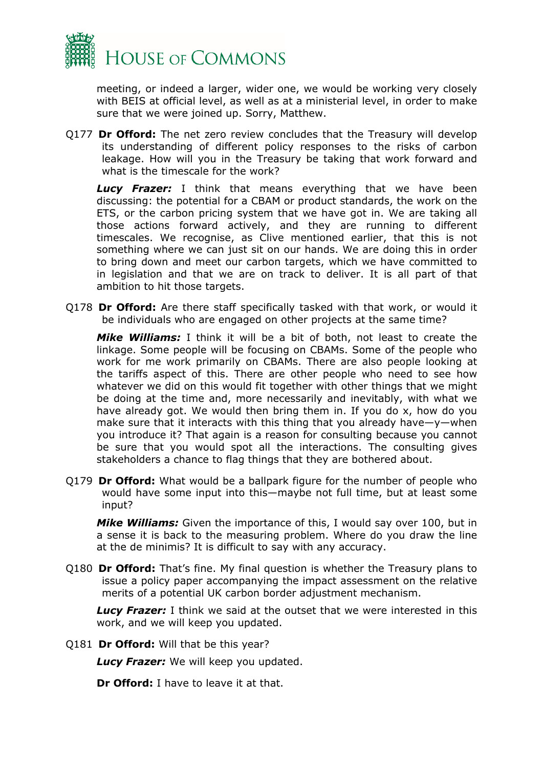meeting, or indeed a larger, wider one, we would be working very closely with BEIS at official level, as well as at a ministerial level, in order to make sure that we were joined up. Sorry, Matthew.

Q177 **Dr Offord:** The net zero review concludes that the Treasury will develop its understanding of different policy responses to the risks of carbon leakage. How will you in the Treasury be taking that work forward and what is the timescale for the work?

***Lucy Frazer:*** I think that means everything that we have been discussing: the potential for a CBAM or product standards, the work on the ETS, or the carbon pricing system that we have got in. We are taking all those actions forward actively, and they are running to different timescales. We recognise, as Clive mentioned earlier, that this is not something where we can just sit on our hands. We are doing this in order to bring down and meet our carbon targets, which we have committed to in legislation and that we are on track to deliver. It is all part of that ambition to hit those targets.

Q178 **Dr Offord:** Are there staff specifically tasked with that work, or would it be individuals who are engaged on other projects at the same time?

***Mike Williams:*** I think it will be a bit of both, not least to create the linkage. Some people will be focusing on CBAMs. Some of the people who work for me work primarily on CBAMs. There are also people looking at the tariffs aspect of this. There are other people who need to see how whatever we did on this would fit together with other things that we might be doing at the time and, more necessarily and inevitably, with what we have already got. We would then bring them in. If you do x, how do you make sure that it interacts with this thing that you already have—y—when you introduce it? That again is a reason for consulting because you cannot be sure that you would spot all the interactions. The consulting gives stakeholders a chance to flag things that they are bothered about.

Q179 **Dr Offord:** What would be a ballpark figure for the number of people who would have some input into this—maybe not full time, but at least some input?

***Mike Williams:*** Given the importance of this, I would say over 100, but in a sense it is back to the measuring problem. Where do you draw the line at the de minimis? It is difficult to say with any accuracy.

Q180 **Dr Offord:** That's fine. My final question is whether the Treasury plans to issue a policy paper accompanying the impact assessment on the relative merits of a potential UK carbon border adjustment mechanism.

***Lucy Frazer:*** I think we said at the outset that we were interested in this work, and we will keep you updated.

Q181 **Dr Offord:** Will that be this year?

***Lucy Frazer:*** We will keep you updated.

**Dr Offord:** I have to leave it at that.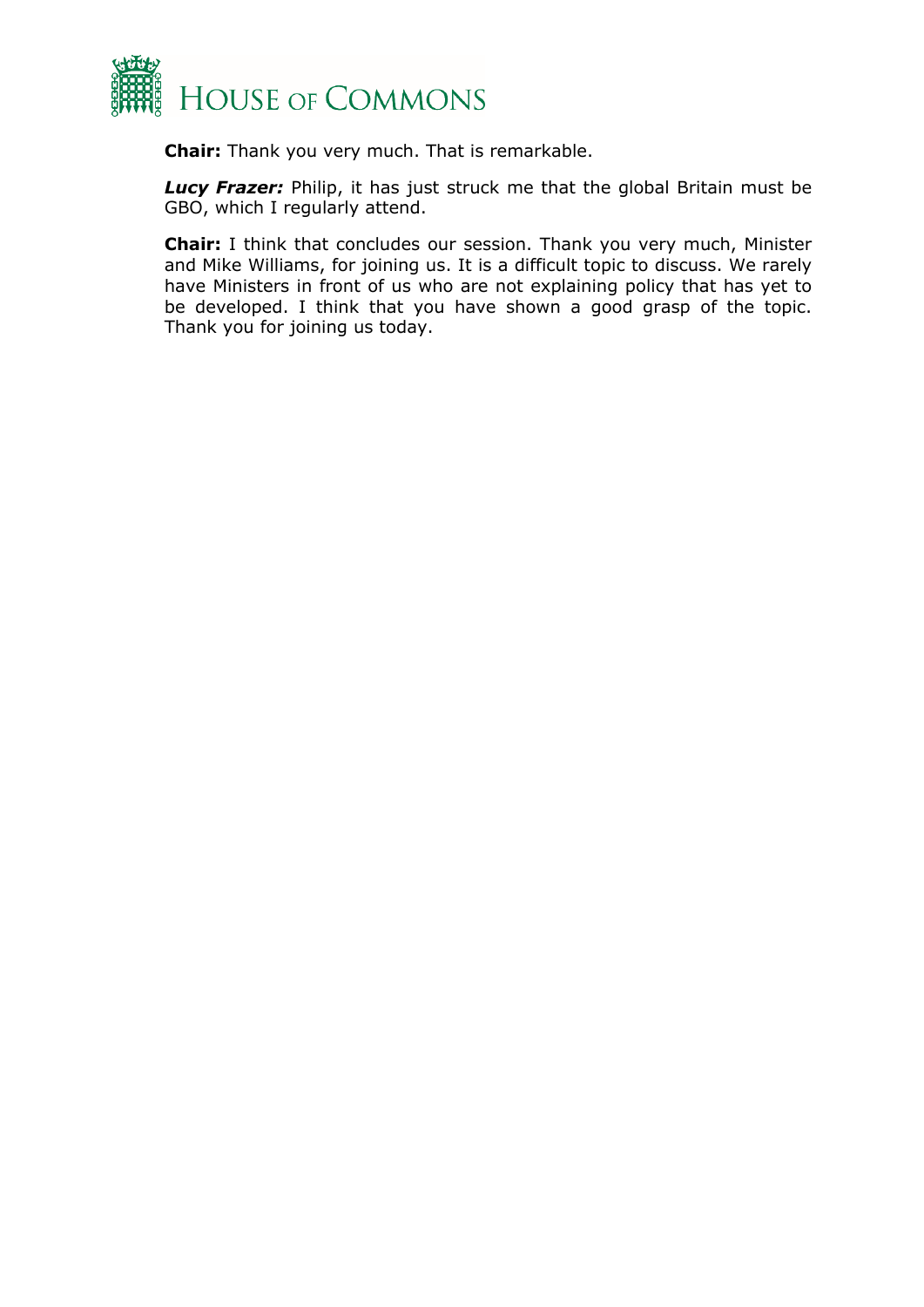**Chair:** Thank you very much. That is remarkable.

***Lucy Frazer:*** Philip, it has just struck me that the global Britain must be GBO, which I regularly attend.

**Chair:** I think that concludes our session. Thank you very much, Minister and Mike Williams, for joining us. It is a difficult topic to discuss. We rarely have Ministers in front of us who are not explaining policy that has yet to be developed. I think that you have shown a good grasp of the topic. Thank you for joining us today.